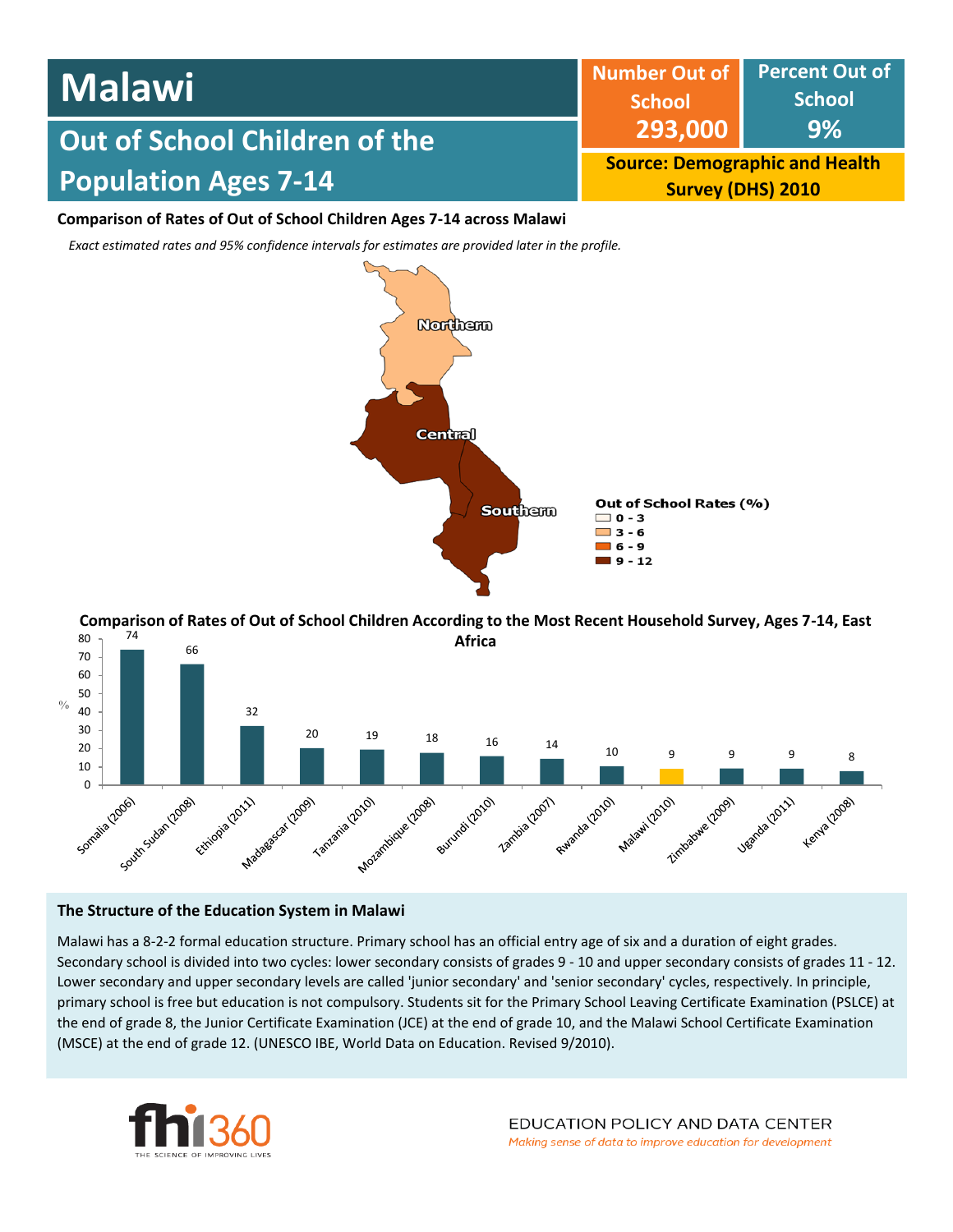# Malawi

## Out of School Children of the Population Ages 7-14

| Number Out of School | Percent Out of School |
| --- | --- |
| 293,000 | 9% |

**Source: Demographic and Health Survey (DHS) 2010**

### Comparison of Rates of Out of School Children Ages 7-14 across Malawi

*Exact estimated rates and 95% confidence intervals for estimates are provided later in the profile.*

Northern
Central
Southern

**Out of School Rates (%)**
- 0 - 3
- 3 - 6
- 6 - 9
- 9 - 12

### Comparison of Rates of Out of School Children According to the Most Recent Household Survey, Ages 7-14, East Africa

| Country (Year) | % |
| --- | --- |
| Somalia (2006) | 74 |
| South Sudan (2008) | 66 |
| Ethiopia (2011) | 32 |
| Madagascar (2009) | 20 |
| Tanzania (2010) | 19 |
| Mozambique (2008) | 18 |
| Burundi (2010) | 16 |
| Zambia (2007) | 14 |
| Rwanda (2010) | 10 |
| Malawi (2010) | 9 |
| Zimbabwe (2009) | 9 |
| Uganda (2011) | 9 |
| Kenya (2008) | 8 |

### The Structure of the Education System in Malawi

Malawi has a 8-2-2 formal education structure. Primary school has an official entry age of six and a duration of eight grades. Secondary school is divided into two cycles: lower secondary consists of grades 9 - 10 and upper secondary consists of grades 11 - 12. Lower secondary and upper secondary levels are called 'junior secondary' and 'senior secondary' cycles, respectively. In principle, primary school is free but education is not compulsory. Students sit for the Primary School Leaving Certificate Examination (PSLCE) at the end of grade 8, the Junior Certificate Examination (JCE) at the end of grade 10, and the Malawi School Certificate Examination (MSCE) at the end of grade 12. (UNESCO IBE, World Data on Education. Revised 9/2010).

fhi360 THE SCIENCE OF IMPROVING LIVES

EDUCATION POLICY AND DATA CENTER
*Making sense of data to improve education for development*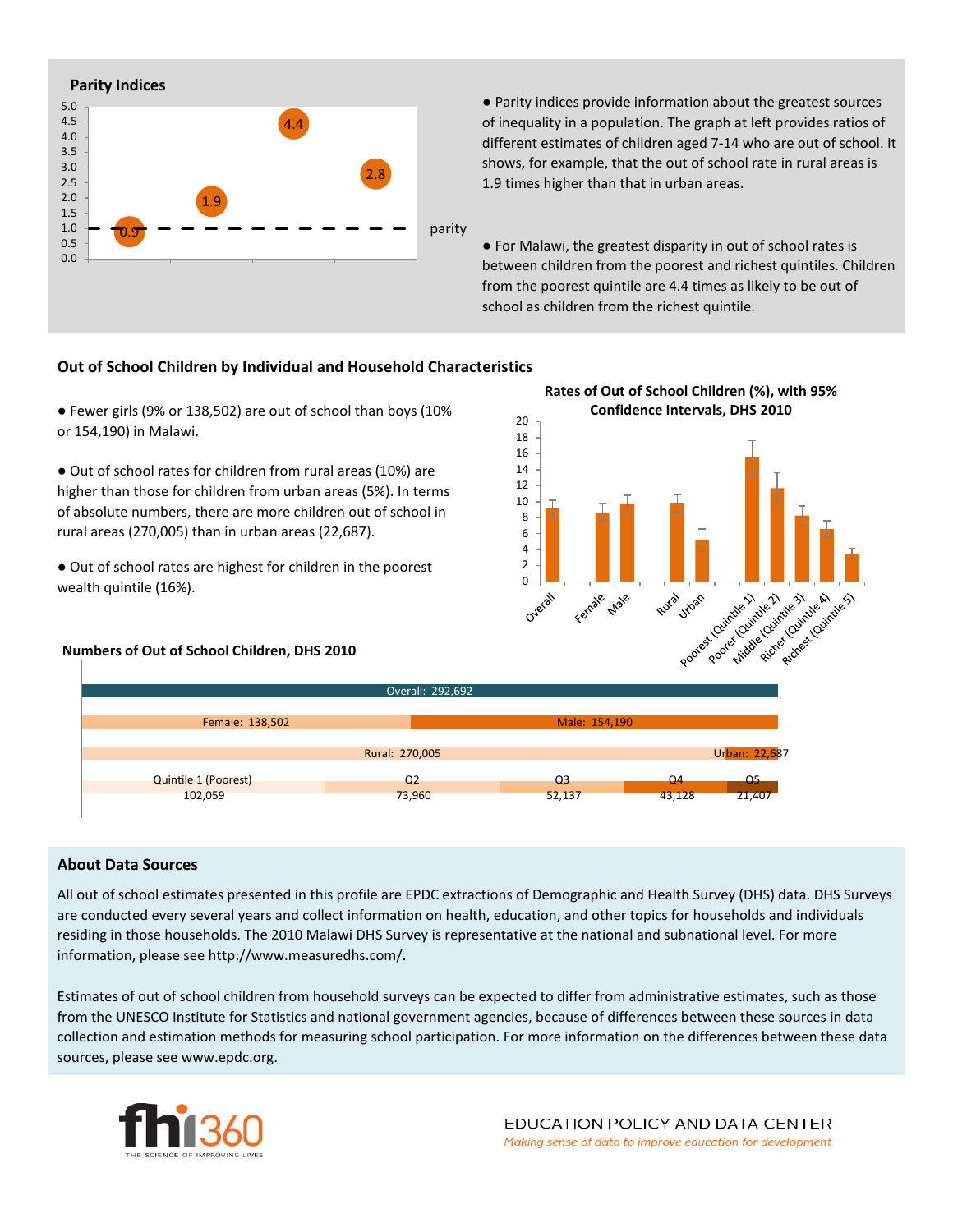## Parity Indices

| | |
|---|---|
| 0.9 | |
| 1.9 | |
| 4.4 | |
| 2.8 | |

parity

- Parity indices provide information about the greatest sources of inequality in a population. The graph at left provides ratios of different estimates of children aged 7-14 who are out of school. It shows, for example, that the out of school rate in rural areas is 1.9 times higher than that in urban areas.

- For Malawi, the greatest disparity in out of school rates is between children from the poorest and richest quintiles. Children from the poorest quintile are 4.4 times as likely to be out of school as children from the richest quintile.

## Out of School Children by Individual and Household Characteristics

- Fewer girls (9% or 138,502) are out of school than boys (10% or 154,190) in Malawi.

- Out of school rates for children from rural areas (10%) are higher than those for children from urban areas (5%). In terms of absolute numbers, there are more children out of school in rural areas (270,005) than in urban areas (22,687).

- Out of school rates are highest for children in the poorest wealth quintile (16%).

**Rates of Out of School Children (%), with 95% Confidence Intervals, DHS 2010**

Categories: Overall, Female, Male, Rural, Urban, Poorest (Quintile 1), Poorer (Quintile 2), Middle (Quintile 3), Richer (Quintile 4), Richest (Quintile 5)

**Numbers of Out of School Children, DHS 2010**

| Category | Number |
|---|---|
| Overall | 292,692 |
| Female | 138,502 |
| Male | 154,190 |
| Rural | 270,005 |
| Urban | 22,687 |
| Quintile 1 (Poorest) | 102,059 |
| Q2 | 73,960 |
| Q3 | 52,137 |
| Q4 | 43,128 |
| Q5 | 21,407 |

## About Data Sources

All out of school estimates presented in this profile are EPDC extractions of Demographic and Health Survey (DHS) data. DHS Surveys are conducted every several years and collect information on health, education, and other topics for households and individuals residing in those households. The 2010 Malawi DHS Survey is representative at the national and subnational level. For more information, please see http://www.measuredhs.com/.

Estimates of out of school children from household surveys can be expected to differ from administrative estimates, such as those from the UNESCO Institute for Statistics and national government agencies, because of differences between these sources in data collection and estimation methods for measuring school participation. For more information on the differences between these data sources, please see www.epdc.org.

fhi360 THE SCIENCE OF IMPROVING LIVES

EDUCATION POLICY AND DATA CENTER
*Making sense of data to improve education for development*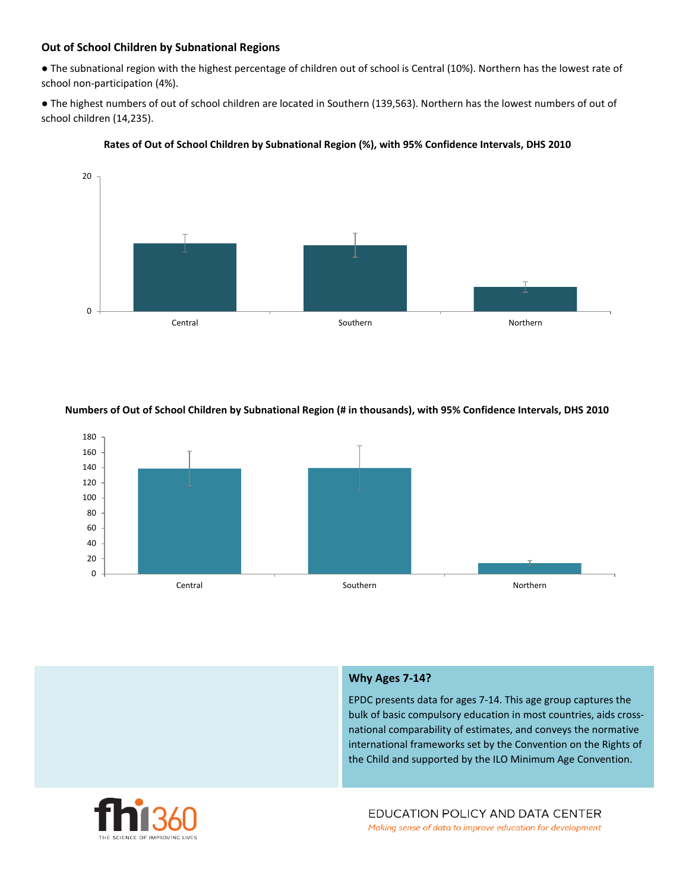## Out of School Children by Subnational Regions

- The subnational region with the highest percentage of children out of school is Central (10%). Northern has the lowest rate of school non-participation (4%).
- The highest numbers of out of school children are located in Southern (139,563). Northern has the lowest numbers of out of school children (14,235).

**Rates of Out of School Children by Subnational Region (%), with 95% Confidence Intervals, DHS 2010**

**Numbers of Out of School Children by Subnational Region (# in thousands), with 95% Confidence Intervals, DHS 2010**

### Why Ages 7-14?

EPDC presents data for ages 7-14. This age group captures the bulk of basic compulsory education in most countries, aids cross-national comparability of estimates, and conveys the normative international frameworks set by the Convention on the Rights of the Child and supported by the ILO Minimum Age Convention.

fhi360
THE SCIENCE OF IMPROVING LIVES

EDUCATION POLICY AND DATA CENTER
*Making sense of data to improve education for development*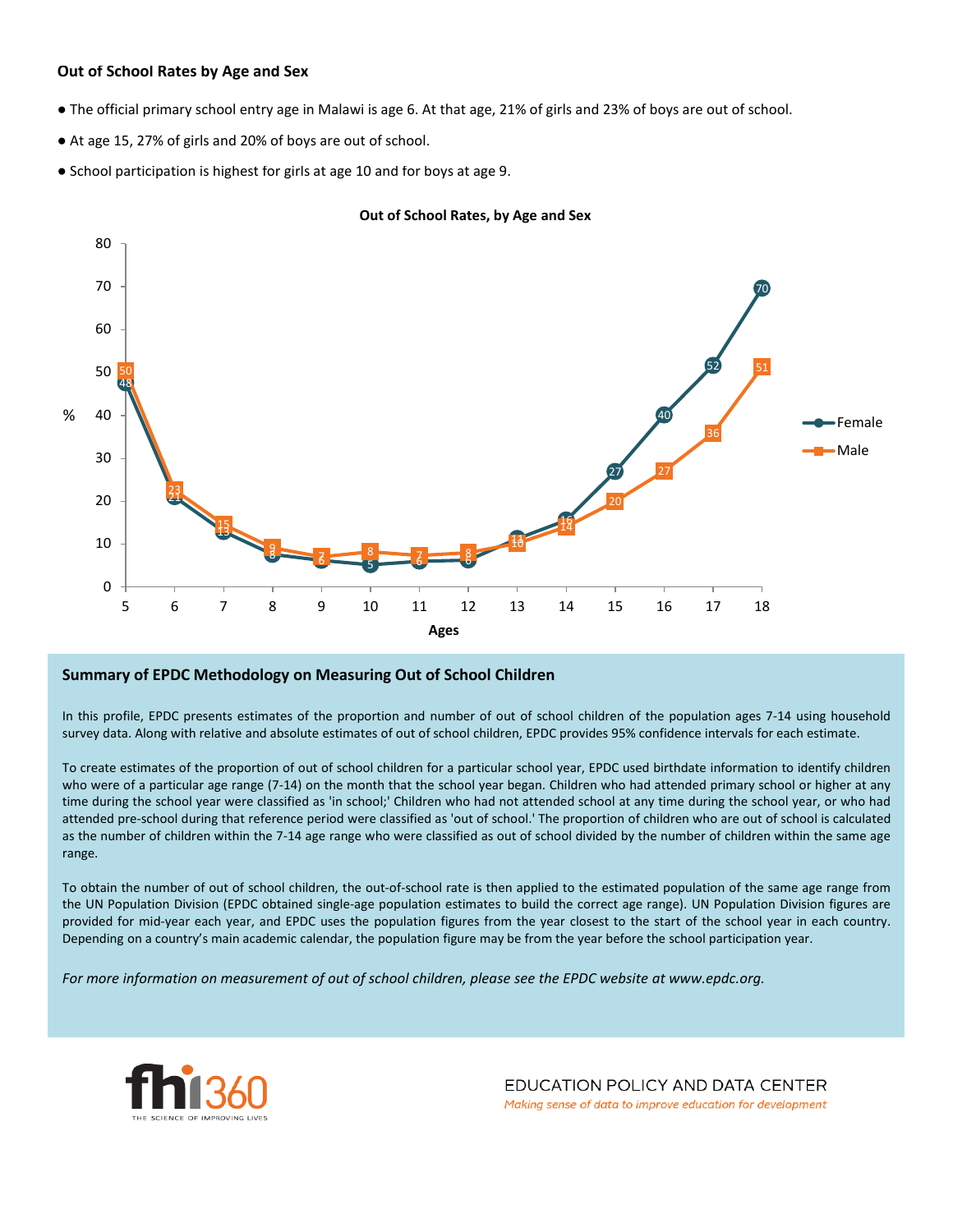### Out of School Rates by Age and Sex

- The official primary school entry age in Malawi is age 6. At that age, 21% of girls and 23% of boys are out of school.
- At age 15, 27% of girls and 20% of boys are out of school.
- School participation is highest for girls at age 10 and for boys at age 9.

**Out of School Rates, by Age and Sex**

| Ages | Female (%) | Male (%) |
|---|---|---|
| 5 | 48 | 50 |
| 6 | 21 | 23 |
| 7 | 13 | 15 |
| 8 | 8 | 9 |
| 9 | 6 | 7 |
| 10 | 5 | 8 |
| 11 | 6 | 7 |
| 12 | 6 | 8 |
| 13 | 11 | 10 |
| 14 | 16 | 14 |
| 15 | 27 | 20 |
| 16 | 40 | 27 |
| 17 | 52 | 36 |
| 18 | 70 | 51 |

### Summary of EPDC Methodology on Measuring Out of School Children

In this profile, EPDC presents estimates of the proportion and number of out of school children of the population ages 7-14 using household survey data. Along with relative and absolute estimates of out of school children, EPDC provides 95% confidence intervals for each estimate.

To create estimates of the proportion of out of school children for a particular school year, EPDC used birthdate information to identify children who were of a particular age range (7-14) on the month that the school year began. Children who had attended primary school or higher at any time during the school year were classified as 'in school;' Children who had not attended school at any time during the school year, or who had attended pre-school during that reference period were classified as 'out of school.' The proportion of children who are out of school is calculated as the number of children within the 7-14 age range who were classified as out of school divided by the number of children within the same age range.

To obtain the number of out of school children, the out-of-school rate is then applied to the estimated population of the same age range from the UN Population Division (EPDC obtained single-age population estimates to build the correct age range). UN Population Division figures are provided for mid-year each year, and EPDC uses the population figures from the year closest to the start of the school year in each country. Depending on a country's main academic calendar, the population figure may be from the year before the school participation year.

*For more information on measurement of out of school children, please see the EPDC website at www.epdc.org.*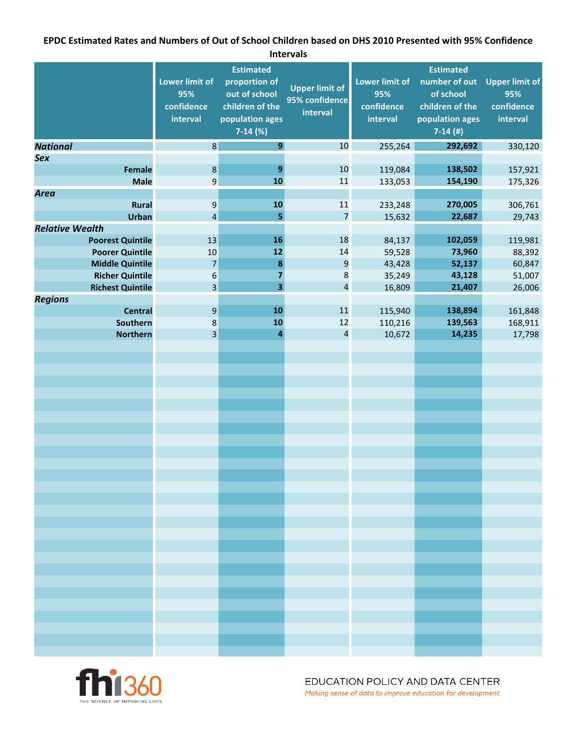**EPDC Estimated Rates and Numbers of Out of School Children based on DHS 2010 Presented with 95% Confidence Intervals**

| | Lower limit of 95% confidence interval | Estimated proportion of out of school children of the population ages 7-14 (%) | Upper limit of 95% confidence interval | Lower limit of 95% confidence interval | Estimated number of out of school children of the population ages 7-14 (#) | Upper limit of 95% confidence interval |
|---|---|---|---|---|---|---|
| ***National*** | 8 | **9** | 10 | 255,264 | **292,692** | 330,120 |
| ***Sex*** | | | | | | |
| **Female** | 8 | **9** | 10 | 119,084 | **138,502** | 157,921 |
| **Male** | 9 | **10** | 11 | 133,053 | **154,190** | 175,326 |
| ***Area*** | | | | | | |
| **Rural** | 9 | **10** | 11 | 233,248 | **270,005** | 306,761 |
| **Urban** | 4 | **5** | 7 | 15,632 | **22,687** | 29,743 |
| ***Relative Wealth*** | | | | | | |
| **Poorest Quintile** | 13 | **16** | 18 | 84,137 | **102,059** | 119,981 |
| **Poorer Quintile** | 10 | **12** | 14 | 59,528 | **73,960** | 88,392 |
| **Middle Quintile** | 7 | **8** | 9 | 43,428 | **52,137** | 60,847 |
| **Richer Quintile** | 6 | **7** | 8 | 35,249 | **43,128** | 51,007 |
| **Richest Quintile** | 3 | **3** | 4 | 16,809 | **21,407** | 26,006 |
| ***Regions*** | | | | | | |
| **Central** | 9 | **10** | 11 | 115,940 | **138,894** | 161,848 |
| **Southern** | 8 | **10** | 12 | 110,216 | **139,563** | 168,911 |
| **Northern** | 3 | **4** | 4 | 10,672 | **14,235** | 17,798 |

fhi360 THE SCIENCE OF IMPROVING LIVES

EDUCATION POLICY AND DATA CENTER
*Making sense of data to improve education for development*